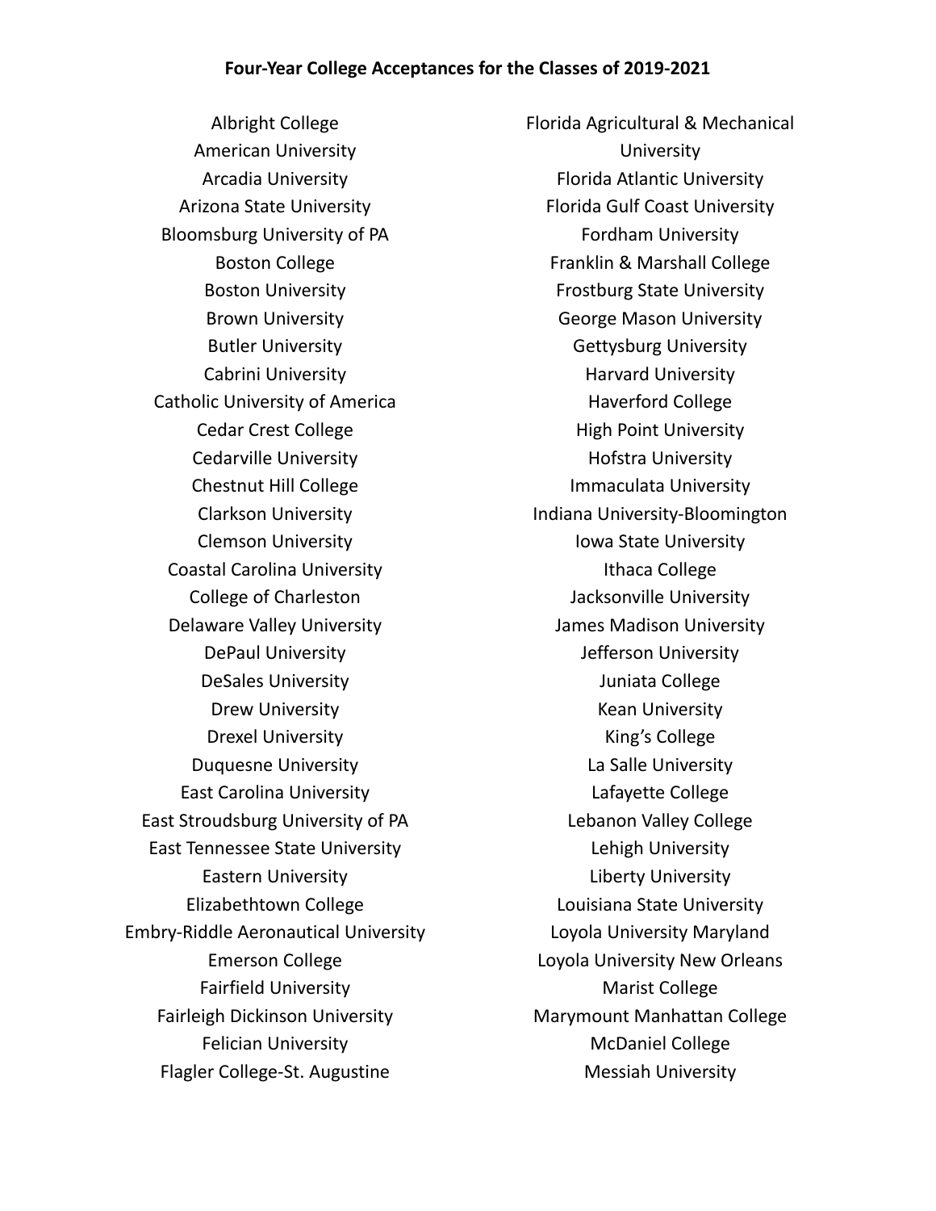**Four-Year College Acceptances for the Classes of 2019-2021**

Albright College
American University
Arcadia University
Arizona State University
Bloomsburg University of PA
Boston College
Boston University
Brown University
Butler University
Cabrini University
Catholic University of America
Cedar Crest College
Cedarville University
Chestnut Hill College
Clarkson University
Clemson University
Coastal Carolina University
College of Charleston
Delaware Valley University
DePaul University
DeSales University
Drew University
Drexel University
Duquesne University
East Carolina University
East Stroudsburg University of PA
East Tennessee State University
Eastern University
Elizabethtown College
Embry-Riddle Aeronautical University
Emerson College
Fairfield University
Fairleigh Dickinson University
Felician University
Flagler College-St. Augustine
Florida Agricultural & Mechanical University
Florida Atlantic University
Florida Gulf Coast University
Fordham University
Franklin & Marshall College
Frostburg State University
George Mason University
Gettysburg University
Harvard University
Haverford College
High Point University
Hofstra University
Immaculata University
Indiana University-Bloomington
Iowa State University
Ithaca College
Jacksonville University
James Madison University
Jefferson University
Juniata College
Kean University
King's College
La Salle University
Lafayette College
Lebanon Valley College
Lehigh University
Liberty University
Louisiana State University
Loyola University Maryland
Loyola University New Orleans
Marist College
Marymount Manhattan College
McDaniel College
Messiah University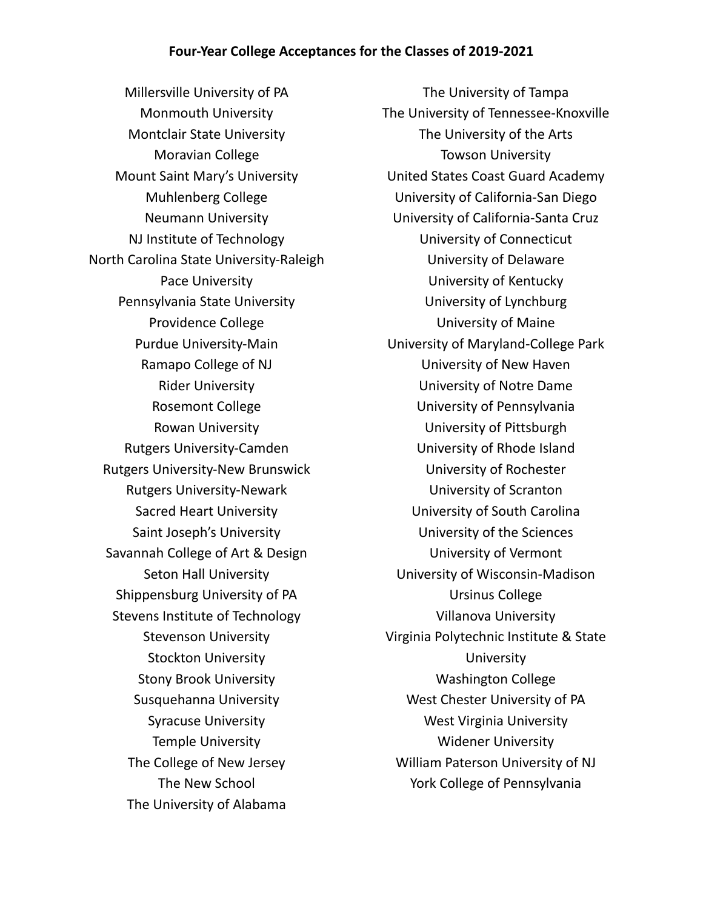**Four-Year College Acceptances for the Classes of 2019-2021**

Millersville University of PA
Monmouth University
Montclair State University
Moravian College
Mount Saint Mary's University
Muhlenberg College
Neumann University
NJ Institute of Technology
North Carolina State University-Raleigh
Pace University
Pennsylvania State University
Providence College
Purdue University-Main
Ramapo College of NJ
Rider University
Rosemont College
Rowan University
Rutgers University-Camden
Rutgers University-New Brunswick
Rutgers University-Newark
Sacred Heart University
Saint Joseph's University
Savannah College of Art & Design
Seton Hall University
Shippensburg University of PA
Stevens Institute of Technology
Stevenson University
Stockton University
Stony Brook University
Susquehanna University
Syracuse University
Temple University
The College of New Jersey
The New School
The University of Alabama
The University of Tampa
The University of Tennessee-Knoxville
The University of the Arts
Towson University
United States Coast Guard Academy
University of California-San Diego
University of California-Santa Cruz
University of Connecticut
University of Delaware
University of Kentucky
University of Lynchburg
University of Maine
University of Maryland-College Park
University of New Haven
University of Notre Dame
University of Pennsylvania
University of Pittsburgh
University of Rhode Island
University of Rochester
University of Scranton
University of South Carolina
University of the Sciences
University of Vermont
University of Wisconsin-Madison
Ursinus College
Villanova University
Virginia Polytechnic Institute & State University
Washington College
West Chester University of PA
West Virginia University
Widener University
William Paterson University of NJ
York College of Pennsylvania